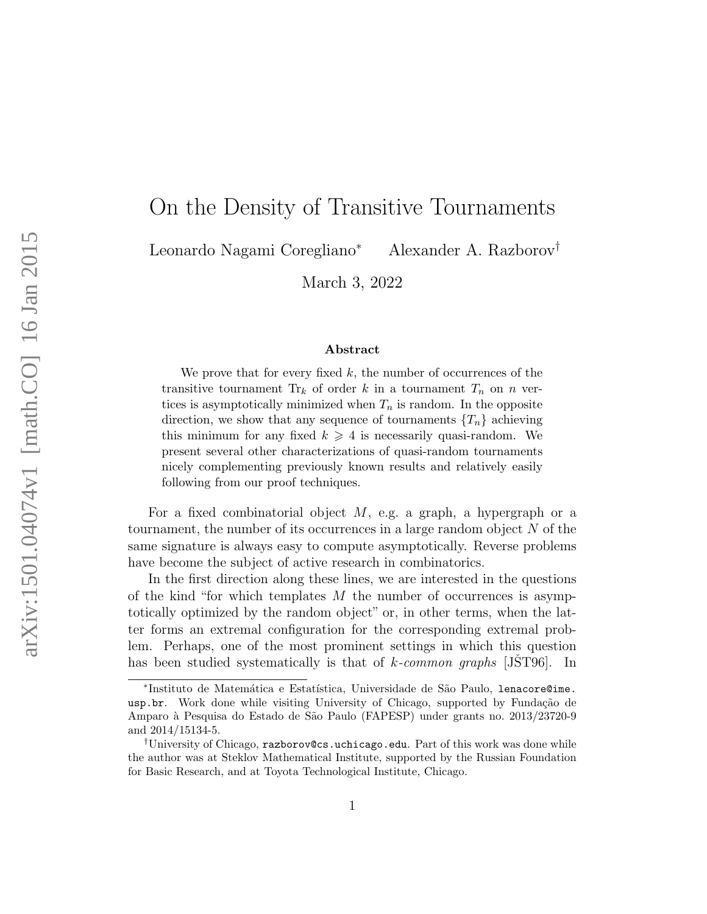# On the Density of Transitive Tournaments

Leonardo Nagami Coregliano* Alexander A. Razborov†

March 3, 2022

### Abstract

We prove that for every fixed $k$, the number of occurrences of the transitive tournament $\mathrm{Tr}_k$ of order $k$ in a tournament $T_n$ on $n$ vertices is asymptotically minimized when $T_n$ is random. In the opposite direction, we show that any sequence of tournaments $\{T_n\}$ achieving this minimum for any fixed $k \geqslant 4$ is necessarily quasi-random. We present several other characterizations of quasi-random tournaments nicely complementing previously known results and relatively easily following from our proof techniques.

For a fixed combinatorial object $M$, e.g. a graph, a hypergraph or a tournament, the number of its occurrences in a large random object $N$ of the same signature is always easy to compute asymptotically. Reverse problems have become the subject of active research in combinatorics.

In the first direction along these lines, we are interested in the questions of the kind "for which templates $M$ the number of occurrences is asymptotically optimized by the random object" or, in other terms, when the latter forms an extremal configuration for the corresponding extremal problem. Perhaps, one of the most prominent settings in which this question has been studied systematically is that of *$k$-common graphs* [JŠT96]. In

---

*Instituto de Matemática e Estatística, Universidade de São Paulo, `lenacore@ime.usp.br`. Work done while visiting University of Chicago, supported by Fundação de Amparo à Pesquisa do Estado de São Paulo (FAPESP) under grants no. 2013/23720-9 and 2014/15134-5.

†University of Chicago, `razborov@cs.uchicago.edu`. Part of this work was done while the author was at Steklov Mathematical Institute, supported by the Russian Foundation for Basic Research, and at Toyota Technological Institute, Chicago.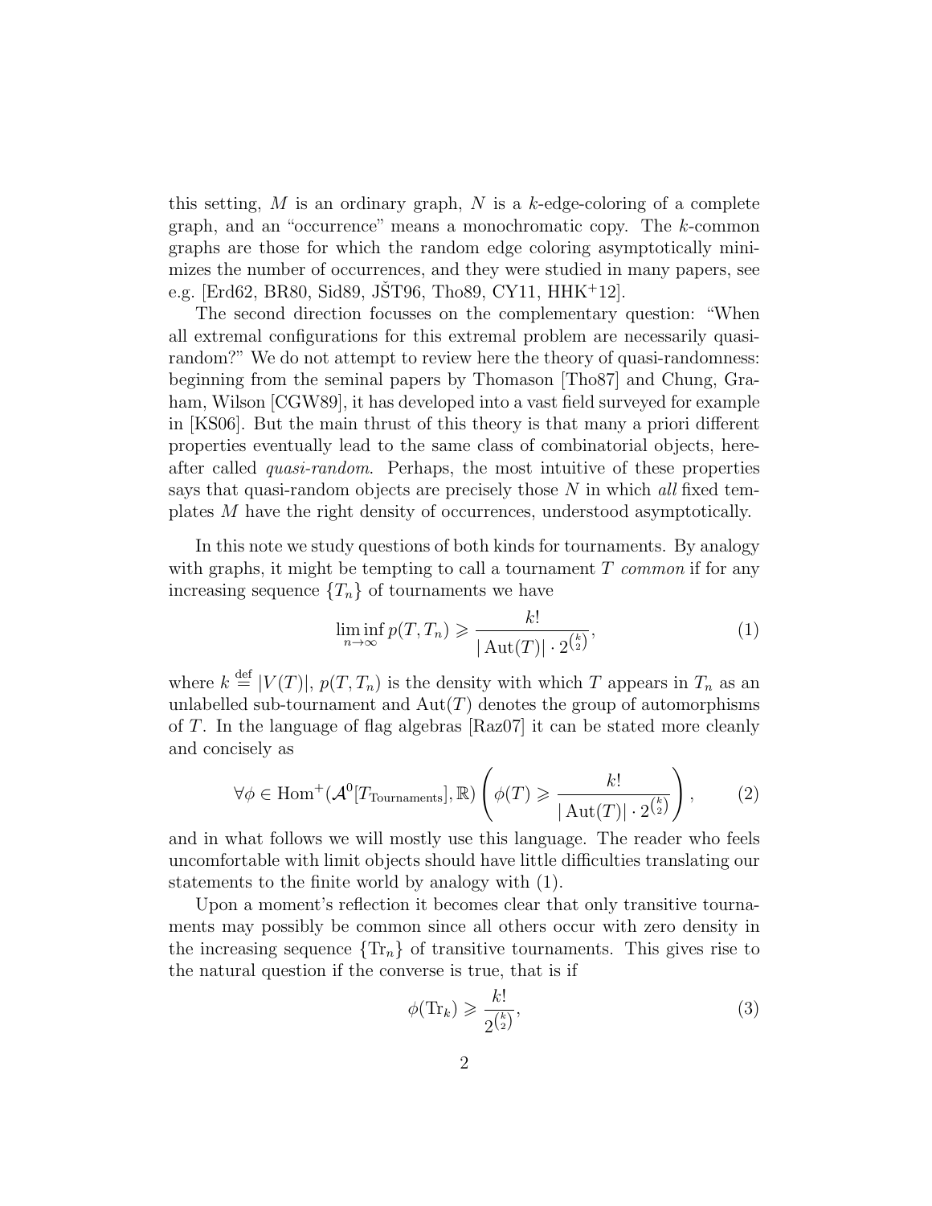this setting, $M$ is an ordinary graph, $N$ is a $k$-edge-coloring of a complete graph, and an "occurrence" means a monochromatic copy. The $k$-common graphs are those for which the random edge coloring asymptotically minimizes the number of occurrences, and they were studied in many papers, see e.g. [Erd62, BR80, Sid89, JŠT96, Tho89, CY11, HHK+12].

The second direction focusses on the complementary question: "When all extremal configurations for this extremal problem are necessarily quasi-random?" We do not attempt to review here the theory of quasi-randomness: beginning from the seminal papers by Thomason [Tho87] and Chung, Graham, Wilson [CGW89], it has developed into a vast field surveyed for example in [KS06]. But the main thrust of this theory is that many a priori different properties eventually lead to the same class of combinatorial objects, hereafter called *quasi-random*. Perhaps, the most intuitive of these properties says that quasi-random objects are precisely those $N$ in which *all* fixed templates $M$ have the right density of occurrences, understood asymptotically.

In this note we study questions of both kinds for tournaments. By analogy with graphs, it might be tempting to call a tournament $T$ *common* if for any increasing sequence $\{T_n\}$ of tournaments we have

$$\liminf_{n\to\infty} p(T, T_n) \geqslant \frac{k!}{|\operatorname{Aut}(T)| \cdot 2^{\binom{k}{2}}}, \tag{1}$$

where $k \stackrel{\text{def}}{=} |V(T)|$, $p(T, T_n)$ is the density with which $T$ appears in $T_n$ as an unlabelled sub-tournament and $\operatorname{Aut}(T)$ denotes the group of automorphisms of $T$. In the language of flag algebras [Raz07] it can be stated more cleanly and concisely as

$$\forall \phi \in \operatorname{Hom}^+(\mathcal{A}^0[T_{\text{Tournaments}}], \mathbb{R}) \left( \phi(T) \geqslant \frac{k!}{|\operatorname{Aut}(T)| \cdot 2^{\binom{k}{2}}} \right), \tag{2}$$

and in what follows we will mostly use this language. The reader who feels uncomfortable with limit objects should have little difficulties translating our statements to the finite world by analogy with (1).

Upon a moment's reflection it becomes clear that only transitive tournaments may possibly be common since all others occur with zero density in the increasing sequence $\{\operatorname{Tr}_n\}$ of transitive tournaments. This gives rise to the natural question if the converse is true, that is if

$$\phi(\operatorname{Tr}_k) \geqslant \frac{k!}{2^{\binom{k}{2}}}, \tag{3}$$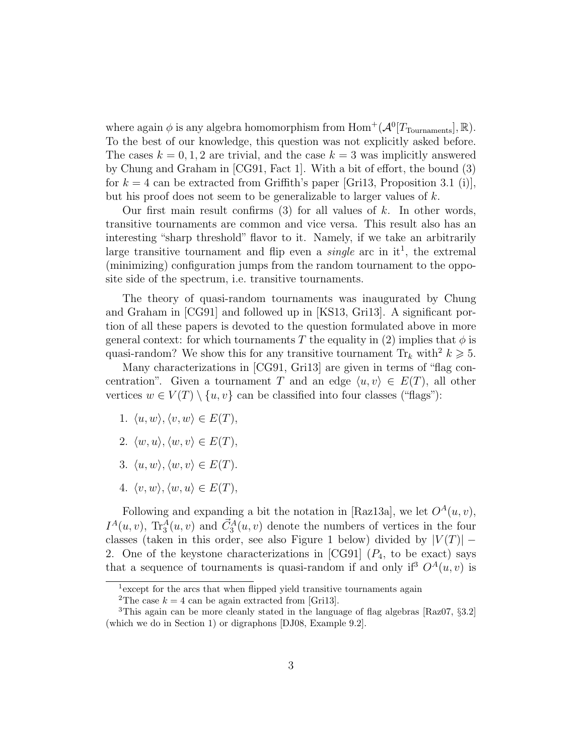where again $\phi$ is any algebra homomorphism from $\mathrm{Hom}^+(\mathcal{A}^0[T_{\mathrm{Tournaments}}], \mathbb{R})$. To the best of our knowledge, this question was not explicitly asked before. The cases $k = 0, 1, 2$ are trivial, and the case $k = 3$ was implicitly answered by Chung and Graham in [CG91, Fact 1]. With a bit of effort, the bound (3) for $k = 4$ can be extracted from Griffith's paper [Gri13, Proposition 3.1 (i)], but his proof does not seem to be generalizable to larger values of $k$.

Our first main result confirms (3) for all values of $k$. In other words, transitive tournaments are common and vice versa. This result also has an interesting "sharp threshold" flavor to it. Namely, if we take an arbitrarily large transitive tournament and flip even a *single* arc in it[1], the extremal (minimizing) configuration jumps from the random tournament to the opposite side of the spectrum, i.e. transitive tournaments.

The theory of quasi-random tournaments was inaugurated by Chung and Graham in [CG91] and followed up in [KS13, Gri13]. A significant portion of all these papers is devoted to the question formulated above in more general context: for which tournaments $T$ the equality in (2) implies that $\phi$ is quasi-random? We show this for any transitive tournament $\mathrm{Tr}_k$ with[2] $k \geqslant 5$.

Many characterizations in [CG91, Gri13] are given in terms of "flag concentration". Given a tournament $T$ and an edge $\langle u, v\rangle \in E(T)$, all other vertices $w \in V(T) \setminus \{u, v\}$ can be classified into four classes ("flags"):

1. $\langle u, w\rangle, \langle v, w\rangle \in E(T)$,
2. $\langle w, u\rangle, \langle w, v\rangle \in E(T)$,
3. $\langle u, w\rangle, \langle w, v\rangle \in E(T)$.
4. $\langle v, w\rangle, \langle w, u\rangle \in E(T)$,

Following and expanding a bit the notation in [Raz13a], we let $O^A(u, v)$, $I^A(u, v)$, $\mathrm{Tr}_3^A(u, v)$ and $\vec{C}_3^A(u, v)$ denote the numbers of vertices in the four classes (taken in this order, see also Figure 1 below) divided by $|V(T)| - 2$. One of the keystone characterizations in [CG91] ($P_4$, to be exact) says that a sequence of tournaments is quasi-random if and only if[3] $O^A(u, v)$ is

[1] except for the arcs that when flipped yield transitive tournaments again

[2] The case $k = 4$ can be again extracted from [Gri13].

[3] This again can be more cleanly stated in the language of flag algebras [Raz07, §3.2] (which we do in Section 1) or digraphons [DJ08, Example 9.2].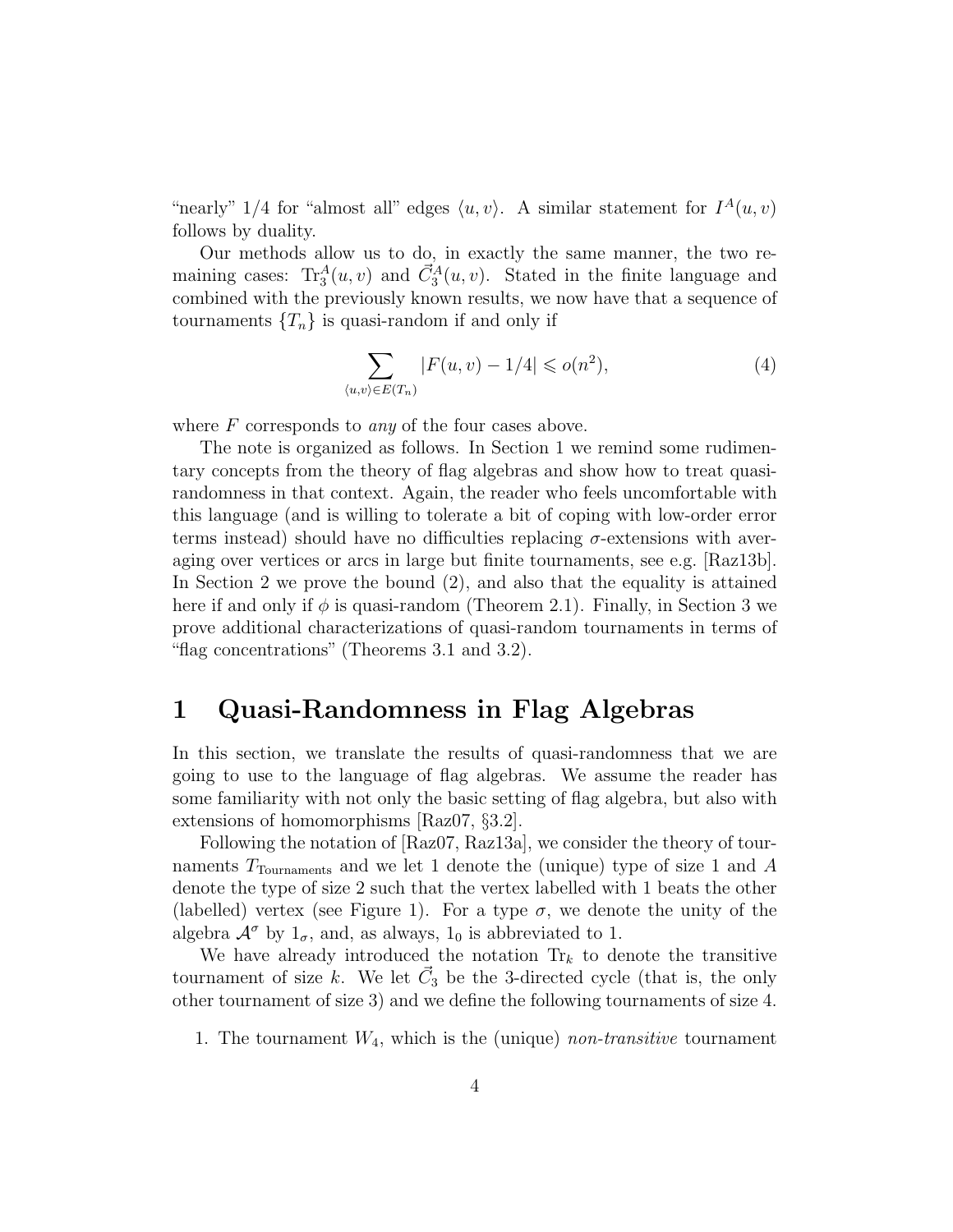"nearly" 1/4 for "almost all" edges $\langle u, v\rangle$. A similar statement for $I^A(u,v)$ follows by duality.

Our methods allow us to do, in exactly the same manner, the two remaining cases: $\mathrm{Tr}_3^A(u,v)$ and $\vec{C}_3^A(u,v)$. Stated in the finite language and combined with the previously known results, we now have that a sequence of tournaments $\{T_n\}$ is quasi-random if and only if

$$\sum_{\langle u,v\rangle \in E(T_n)} |F(u,v) - 1/4| \leqslant o(n^2), \tag{4}$$

where $F$ corresponds to *any* of the four cases above.

The note is organized as follows. In Section 1 we remind some rudimentary concepts from the theory of flag algebras and show how to treat quasi-randomness in that context. Again, the reader who feels uncomfortable with this language (and is willing to tolerate a bit of coping with low-order error terms instead) should have no difficulties replacing $\sigma$-extensions with averaging over vertices or arcs in large but finite tournaments, see e.g. [Raz13b]. In Section 2 we prove the bound (2), and also that the equality is attained here if and only if $\phi$ is quasi-random (Theorem 2.1). Finally, in Section 3 we prove additional characterizations of quasi-random tournaments in terms of "flag concentrations" (Theorems 3.1 and 3.2).

# 1 Quasi-Randomness in Flag Algebras

In this section, we translate the results of quasi-randomness that we are going to use to the language of flag algebras. We assume the reader has some familiarity with not only the basic setting of flag algebra, but also with extensions of homomorphisms [Raz07, §3.2].

Following the notation of [Raz07, Raz13a], we consider the theory of tournaments $T_{\mathrm{Tournaments}}$ and we let 1 denote the (unique) type of size 1 and $A$ denote the type of size 2 such that the vertex labelled with 1 beats the other (labelled) vertex (see Figure 1). For a type $\sigma$, we denote the unity of the algebra $\mathcal{A}^\sigma$ by $1_\sigma$, and, as always, $1_0$ is abbreviated to 1.

We have already introduced the notation $\mathrm{Tr}_k$ to denote the transitive tournament of size $k$. We let $\vec{C}_3$ be the 3-directed cycle (that is, the only other tournament of size 3) and we define the following tournaments of size 4.

1. The tournament $W_4$, which is the (unique) *non-transitive* tournament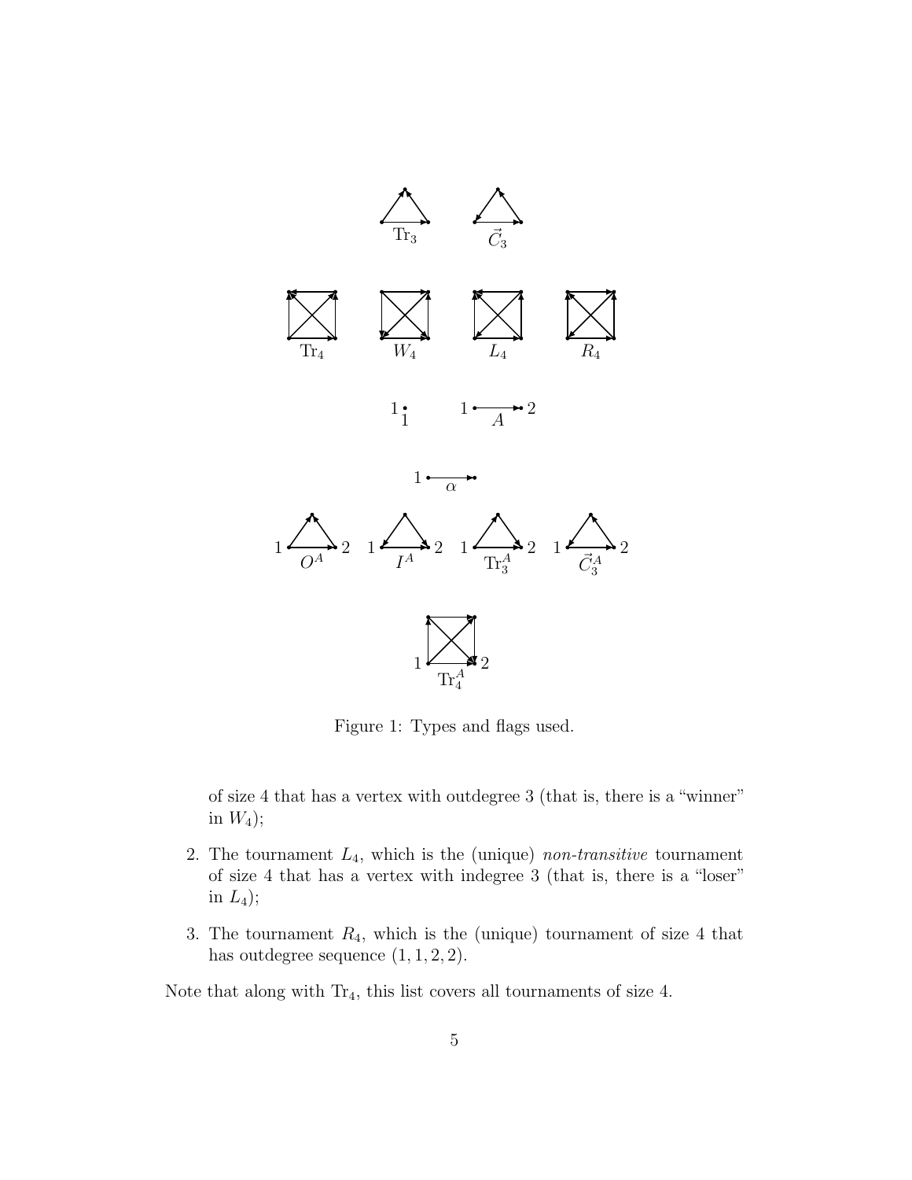Figure 1: Types and flags used.

of size 4 that has a vertex with outdegree 3 (that is, there is a "winner" in $W_4$);

2. The tournament $L_4$, which is the (unique) *non-transitive* tournament of size 4 that has a vertex with indegree 3 (that is, there is a "loser" in $L_4$);

3. The tournament $R_4$, which is the (unique) tournament of size 4 that has outdegree sequence $(1, 1, 2, 2)$.

Note that along with $\mathrm{Tr}_4$, this list covers all tournaments of size 4.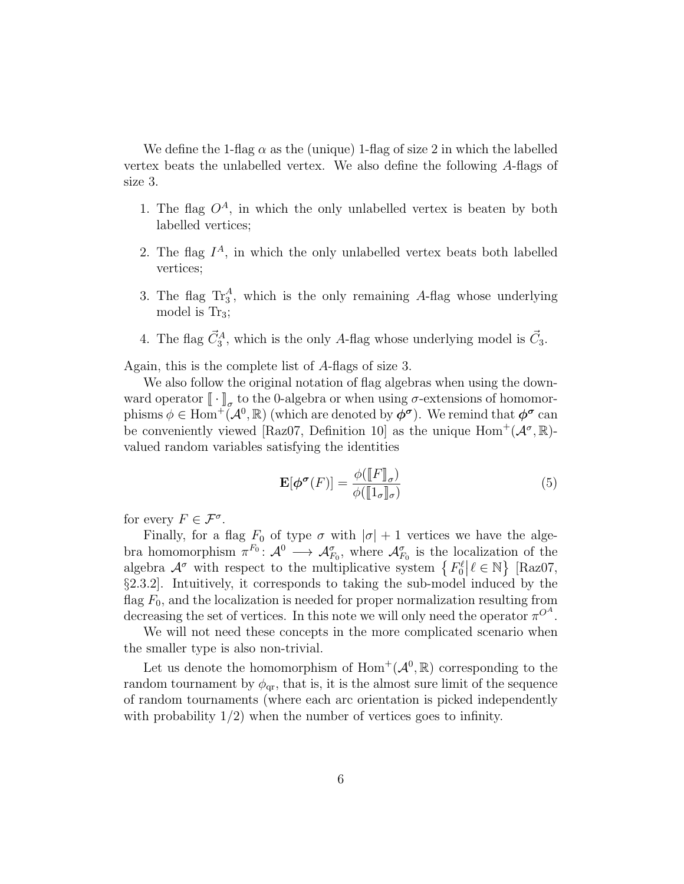We define the 1-flag $\alpha$ as the (unique) 1-flag of size 2 in which the labelled vertex beats the unlabelled vertex. We also define the following $A$-flags of size 3.

1. The flag $O^A$, in which the only unlabelled vertex is beaten by both labelled vertices;
2. The flag $I^A$, in which the only unlabelled vertex beats both labelled vertices;
3. The flag $\mathrm{Tr}_3^A$, which is the only remaining $A$-flag whose underlying model is $\mathrm{Tr}_3$;
4. The flag $\vec{C}_3^A$, which is the only $A$-flag whose underlying model is $\vec{C}_3$.

Again, this is the complete list of $A$-flags of size 3.

We also follow the original notation of flag algebras when using the downward operator $[\![\,\cdot\,]\!]_\sigma$ to the 0-algebra or when using $\sigma$-extensions of homomorphisms $\phi \in \mathrm{Hom}^+(\mathcal{A}^0, \mathbb{R})$ (which are denoted by $\boldsymbol{\phi^\sigma}$). We remind that $\boldsymbol{\phi^\sigma}$ can be conveniently viewed [Raz07, Definition 10] as the unique $\mathrm{Hom}^+(\mathcal{A}^\sigma, \mathbb{R})$-valued random variables satisfying the identities

$$\mathbf{E}[\boldsymbol{\phi^\sigma}(F)] = \frac{\phi([\![F]\!]_\sigma)}{\phi([\![1_\sigma]\!]_\sigma)} \tag{5}$$

for every $F \in \mathcal{F}^\sigma$.

Finally, for a flag $F_0$ of type $\sigma$ with $|\sigma| + 1$ vertices we have the algebra homomorphism $\pi^{F_0}\colon \mathcal{A}^0 \longrightarrow \mathcal{A}^\sigma_{F_0}$, where $\mathcal{A}^\sigma_{F_0}$ is the localization of the algebra $\mathcal{A}^\sigma$ with respect to the multiplicative system $\left\{ F_0^\ell \middle| \ell \in \mathbb{N} \right\}$ [Raz07, §2.3.2]. Intuitively, it corresponds to taking the sub-model induced by the flag $F_0$, and the localization is needed for proper normalization resulting from decreasing the set of vertices. In this note we will only need the operator $\pi^{O^A}$.

We will not need these concepts in the more complicated scenario when the smaller type is also non-trivial.

Let us denote the homomorphism of $\mathrm{Hom}^+(\mathcal{A}^0, \mathbb{R})$ corresponding to the random tournament by $\phi_{\mathrm{qr}}$, that is, it is the almost sure limit of the sequence of random tournaments (where each arc orientation is picked independently with probability $1/2$) when the number of vertices goes to infinity.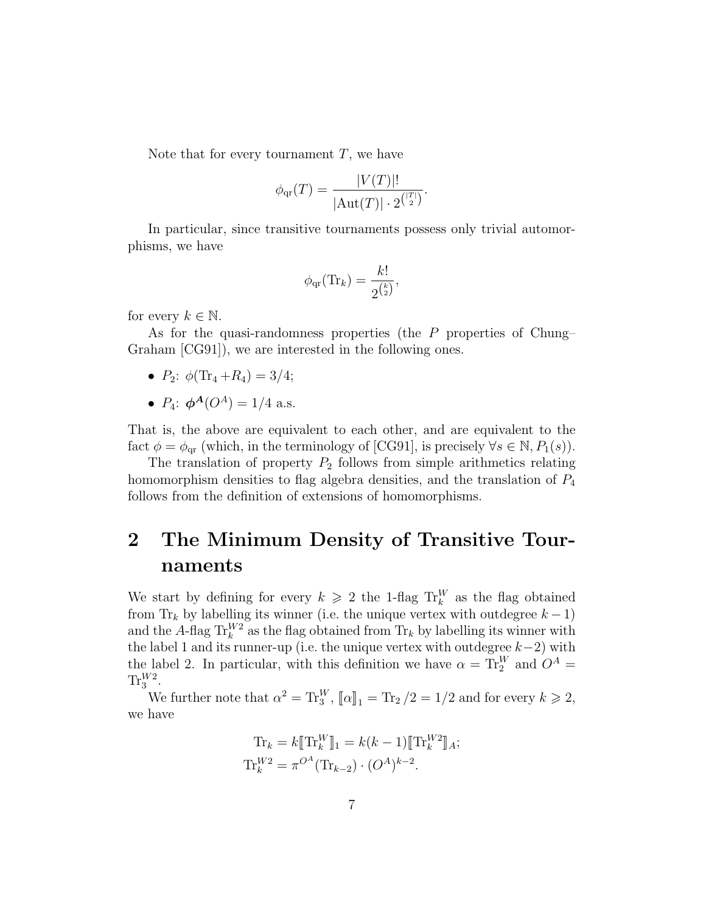Note that for every tournament $T$, we have

$$\phi_{\mathrm{qr}}(T) = \frac{|V(T)|!}{|\mathrm{Aut}(T)| \cdot 2^{\binom{|T|}{2}}}.$$

In particular, since transitive tournaments possess only trivial automorphisms, we have

$$\phi_{\mathrm{qr}}(\mathrm{Tr}_k) = \frac{k!}{2^{\binom{k}{2}}},$$

for every $k \in \mathbb{N}$.

As for the quasi-randomness properties (the $P$ properties of Chung–Graham [CG91]), we are interested in the following ones.

- $P_2$: $\phi(\mathrm{Tr}_4 + R_4) = 3/4$;
- $P_4$: $\boldsymbol{\phi}^{\boldsymbol{A}}(O^A) = 1/4$ a.s.

That is, the above are equivalent to each other, and are equivalent to the fact $\phi = \phi_{\mathrm{qr}}$ (which, in the terminology of [CG91], is precisely $\forall s \in \mathbb{N}, P_1(s)$).

The translation of property $P_2$ follows from simple arithmetics relating homomorphism densities to flag algebra densities, and the translation of $P_4$ follows from the definition of extensions of homomorphisms.

## 2 The Minimum Density of Transitive Tournaments

We start by defining for every $k \geqslant 2$ the 1-flag $\mathrm{Tr}_k^W$ as the flag obtained from $\mathrm{Tr}_k$ by labelling its winner (i.e. the unique vertex with outdegree $k-1$) and the $A$-flag $\mathrm{Tr}_k^{W2}$ as the flag obtained from $\mathrm{Tr}_k$ by labelling its winner with the label 1 and its runner-up (i.e. the unique vertex with outdegree $k-2$) with the label 2. In particular, with this definition we have $\alpha = \mathrm{Tr}_2^W$ and $O^A = \mathrm{Tr}_3^{W2}$.

We further note that $\alpha^2 = \mathrm{Tr}_3^W$, $[\![\alpha]\!]_1 = \mathrm{Tr}_2/2 = 1/2$ and for every $k \geqslant 2$, we have

$$\mathrm{Tr}_k = k[\![\mathrm{Tr}_k^W]\!]_1 = k(k-1)[\![\mathrm{Tr}_k^{W2}]\!]_A;$$
$$\mathrm{Tr}_k^{W2} = \pi^{O^A}(\mathrm{Tr}_{k-2}) \cdot (O^A)^{k-2}.$$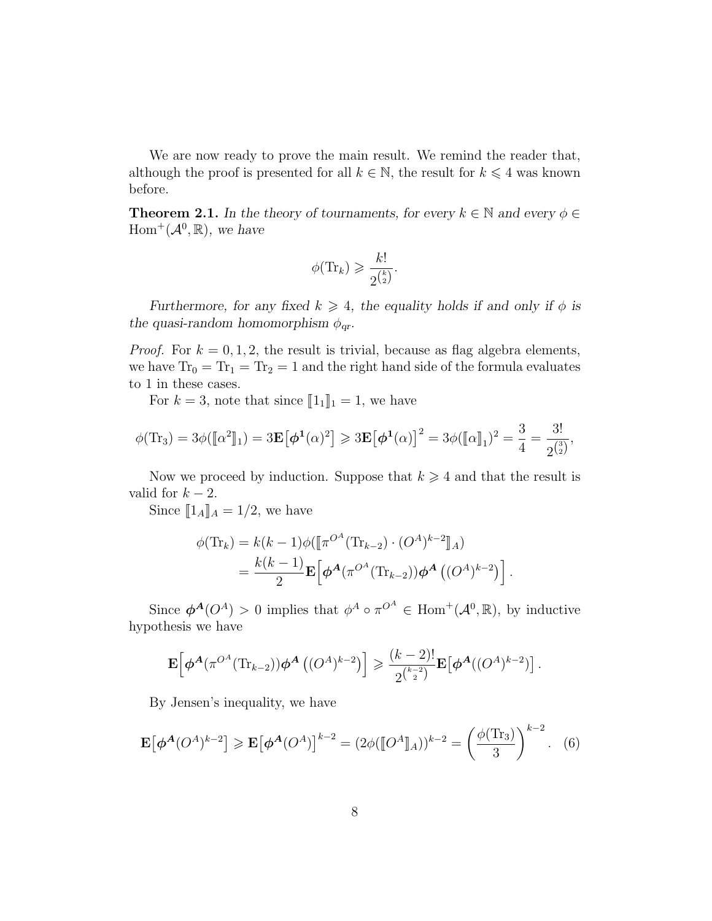We are now ready to prove the main result. We remind the reader that, although the proof is presented for all $k \in \mathbb{N}$, the result for $k \leqslant 4$ was known before.

**Theorem 2.1.** *In the theory of tournaments, for every $k \in \mathbb{N}$ and every $\phi \in \operatorname{Hom}^+(\mathcal{A}^0, \mathbb{R})$, we have*

$$\phi(\mathrm{Tr}_k) \geqslant \frac{k!}{2^{\binom{k}{2}}}.$$

*Furthermore, for any fixed $k \geqslant 4$, the equality holds if and only if $\phi$ is the quasi-random homomorphism $\phi_{qr}$.*

*Proof.* For $k = 0, 1, 2$, the result is trivial, because as flag algebra elements, we have $\mathrm{Tr}_0 = \mathrm{Tr}_1 = \mathrm{Tr}_2 = 1$ and the right hand side of the formula evaluates to 1 in these cases.

For $k = 3$, note that since $[\![1_1]\!]_1 = 1$, we have

$$\phi(\mathrm{Tr}_3) = 3\phi([\![\alpha^2]\!]_1) = 3\mathbf{E}\big[\boldsymbol{\phi}^{\mathbf{1}}(\alpha)^2\big] \geqslant 3\mathbf{E}\big[\boldsymbol{\phi}^{\mathbf{1}}(\alpha)\big]^2 = 3\phi([\![\alpha]\!]_1)^2 = \frac{3}{4} = \frac{3!}{2^{\binom{3}{2}}},$$

Now we proceed by induction. Suppose that $k \geqslant 4$ and that the result is valid for $k - 2$.

Since $[\![1_A]\!]_A = 1/2$, we have

$$\begin{aligned}
\phi(\mathrm{Tr}_k) &= k(k-1)\phi([\![\pi^{O^A}(\mathrm{Tr}_{k-2}) \cdot (O^A)^{k-2}]\!]_A) \\
&= \frac{k(k-1)}{2}\mathbf{E}\Big[\boldsymbol{\phi}^{\boldsymbol{A}}(\pi^{O^A}(\mathrm{Tr}_{k-2}))\boldsymbol{\phi}^{\boldsymbol{A}}\left((O^A)^{k-2}\right)\Big].
\end{aligned}$$

Since $\boldsymbol{\phi}^{\boldsymbol{A}}(O^A) > 0$ implies that $\phi^A \circ \pi^{O^A} \in \operatorname{Hom}^+(\mathcal{A}^0, \mathbb{R})$, by inductive hypothesis we have

$$\mathbf{E}\Big[\boldsymbol{\phi}^{\boldsymbol{A}}(\pi^{O^A}(\mathrm{Tr}_{k-2}))\boldsymbol{\phi}^{\boldsymbol{A}}\left((O^A)^{k-2}\right)\Big] \geqslant \frac{(k-2)!}{2^{\binom{k-2}{2}}}\mathbf{E}\big[\boldsymbol{\phi}^{\boldsymbol{A}}((O^A)^{k-2})\big].$$

By Jensen's inequality, we have

$$\mathbf{E}\big[\boldsymbol{\phi}^{\boldsymbol{A}}(O^A)^{k-2}\big] \geqslant \mathbf{E}\big[\boldsymbol{\phi}^{\boldsymbol{A}}(O^A)\big]^{k-2} = (2\phi([\![O^A]\!]_A))^{k-2} = \left(\frac{\phi(\mathrm{Tr}_3)}{3}\right)^{k-2}. \quad (6)$$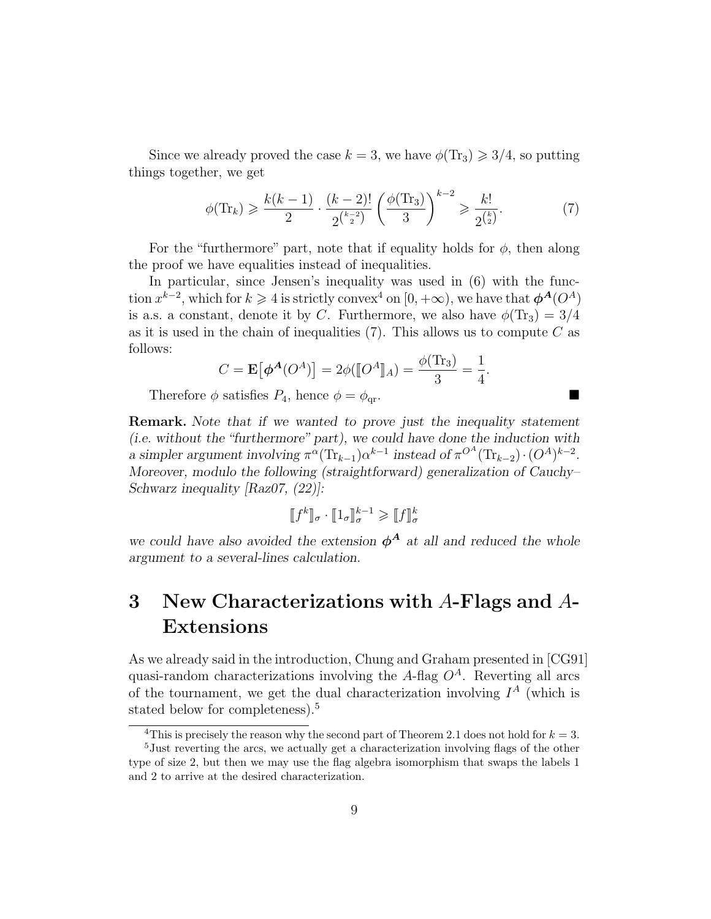Since we already proved the case $k = 3$, we have $\phi(\mathrm{Tr}_3) \geqslant 3/4$, so putting things together, we get

$$\phi(\mathrm{Tr}_k) \geqslant \frac{k(k-1)}{2} \cdot \frac{(k-2)!}{2^{\binom{k-2}{2}}} \left(\frac{\phi(\mathrm{Tr}_3)}{3}\right)^{k-2} \geqslant \frac{k!}{2^{\binom{k}{2}}}. \tag{7}$$

For the "furthermore" part, note that if equality holds for $\phi$, then along the proof we have equalities instead of inequalities.

In particular, since Jensen's inequality was used in (6) with the function $x^{k-2}$, which for $k \geqslant 4$ is strictly convex[4] on $[0, +\infty)$, we have that $\boldsymbol{\phi^A}(O^A)$ is a.s. a constant, denote it by $C$. Furthermore, we also have $\phi(\mathrm{Tr}_3) = 3/4$ as it is used in the chain of inequalities (7). This allows us to compute $C$ as follows:

$$C = \mathbf{E}\big[\boldsymbol{\phi^A}(O^A)\big] = 2\phi([\![O^A]\!]_A) = \frac{\phi(\mathrm{Tr}_3)}{3} = \frac{1}{4}.$$

Therefore $\phi$ satisfies $P_4$, hence $\phi = \phi_{\mathrm{qr}}$. ■

**Remark.** *Note that if we wanted to prove just the inequality statement (i.e. without the "furthermore" part), we could have done the induction with a simpler argument involving $\pi^\alpha(\mathrm{Tr}_{k-1})\alpha^{k-1}$ instead of $\pi^{O^A}(\mathrm{Tr}_{k-2}) \cdot (O^A)^{k-2}$. Moreover, modulo the following (straightforward) generalization of Cauchy–Schwarz inequality [Raz07, (22)]:*

$$[\![f^k]\!]_\sigma \cdot [\![1_\sigma]\!]_\sigma^{k-1} \geqslant [\![f]\!]_\sigma^k$$

*we could have also avoided the extension $\boldsymbol{\phi^A}$ at all and reduced the whole argument to a several-lines calculation.*

# 3 New Characterizations with $A$-Flags and $A$-Extensions

As we already said in the introduction, Chung and Graham presented in [CG91] quasi-random characterizations involving the $A$-flag $O^A$. Reverting all arcs of the tournament, we get the dual characterization involving $I^A$ (which is stated below for completeness).[5]

---

[4] This is precisely the reason why the second part of Theorem 2.1 does not hold for $k = 3$.

[5] Just reverting the arcs, we actually get a characterization involving flags of the other type of size 2, but then we may use the flag algebra isomorphism that swaps the labels 1 and 2 to arrive at the desired characterization.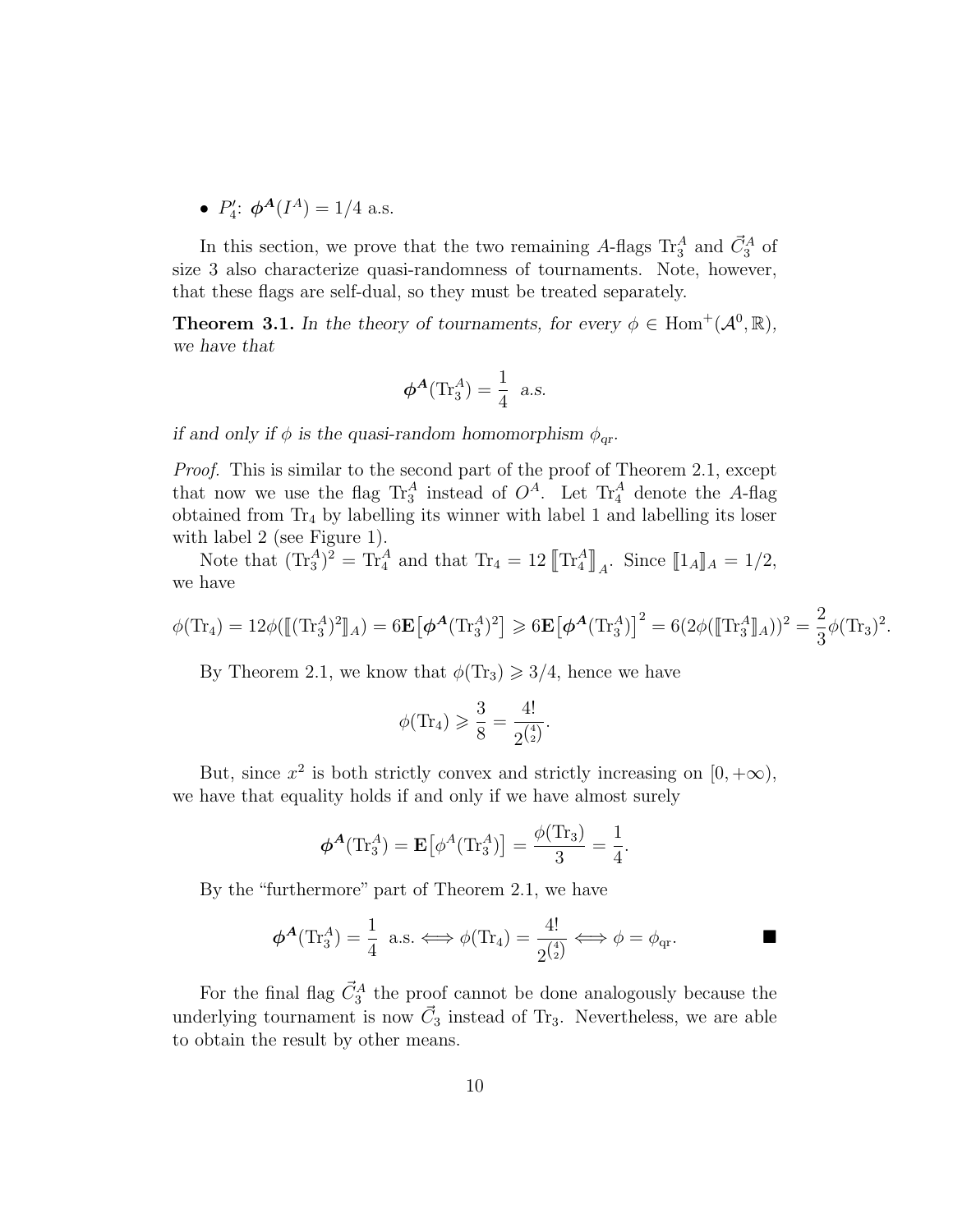- $P_4'$: $\boldsymbol{\phi}^{\boldsymbol{A}}(I^A) = 1/4$ a.s.

In this section, we prove that the two remaining $A$-flags $\mathrm{Tr}_3^A$ and $\vec{C}_3^A$ of size 3 also characterize quasi-randomness of tournaments. Note, however, that these flags are self-dual, so they must be treated separately.

**Theorem 3.1.** *In the theory of tournaments, for every $\phi \in \mathrm{Hom}^+(\mathcal{A}^0, \mathbb{R})$, we have that*

$$\boldsymbol{\phi}^{\boldsymbol{A}}(\mathrm{Tr}_3^A) = \frac{1}{4} \text{ a.s.}$$

*if and only if $\phi$ is the quasi-random homomorphism $\phi_{\mathrm{qr}}$.*

*Proof.* This is similar to the second part of the proof of Theorem 2.1, except that now we use the flag $\mathrm{Tr}_3^A$ instead of $O^A$. Let $\mathrm{Tr}_4^A$ denote the $A$-flag obtained from $\mathrm{Tr}_4$ by labelling its winner with label 1 and labelling its loser with label 2 (see Figure 1).

Note that $(\mathrm{Tr}_3^A)^2 = \mathrm{Tr}_4^A$ and that $\mathrm{Tr}_4 = 12 \left[\!\left[\mathrm{Tr}_4^A\right]\!\right]_A$. Since $[\![1_A]\!]_A = 1/2$, we have

$$\phi(\mathrm{Tr}_4) = 12\phi([\![(\mathrm{Tr}_3^A)^2]\!]_A) = 6\mathbf{E}\big[\boldsymbol{\phi}^{\boldsymbol{A}}(\mathrm{Tr}_3^A)^2\big] \geqslant 6\mathbf{E}\big[\boldsymbol{\phi}^{\boldsymbol{A}}(\mathrm{Tr}_3^A)\big]^2 = 6(2\phi([\![\mathrm{Tr}_3^A]\!]_A))^2 = \frac{2}{3}\phi(\mathrm{Tr}_3)^2.$$

By Theorem 2.1, we know that $\phi(\mathrm{Tr}_3) \geqslant 3/4$, hence we have

$$\phi(\mathrm{Tr}_4) \geqslant \frac{3}{8} = \frac{4!}{2^{\binom{4}{2}}}.$$

But, since $x^2$ is both strictly convex and strictly increasing on $[0, +\infty)$, we have that equality holds if and only if we have almost surely

$$\boldsymbol{\phi}^{\boldsymbol{A}}(\mathrm{Tr}_3^A) = \mathbf{E}\big[\phi^A(\mathrm{Tr}_3^A)\big] = \frac{\phi(\mathrm{Tr}_3)}{3} = \frac{1}{4}.$$

By the "furthermore" part of Theorem 2.1, we have

$$\boldsymbol{\phi}^{\boldsymbol{A}}(\mathrm{Tr}_3^A) = \frac{1}{4} \text{ a.s.} \iff \phi(\mathrm{Tr}_4) = \frac{4!}{2^{\binom{4}{2}}} \iff \phi = \phi_{\mathrm{qr}}. \qquad \blacksquare$$

For the final flag $\vec{C}_3^A$ the proof cannot be done analogously because the underlying tournament is now $\vec{C}_3$ instead of $\mathrm{Tr}_3$. Nevertheless, we are able to obtain the result by other means.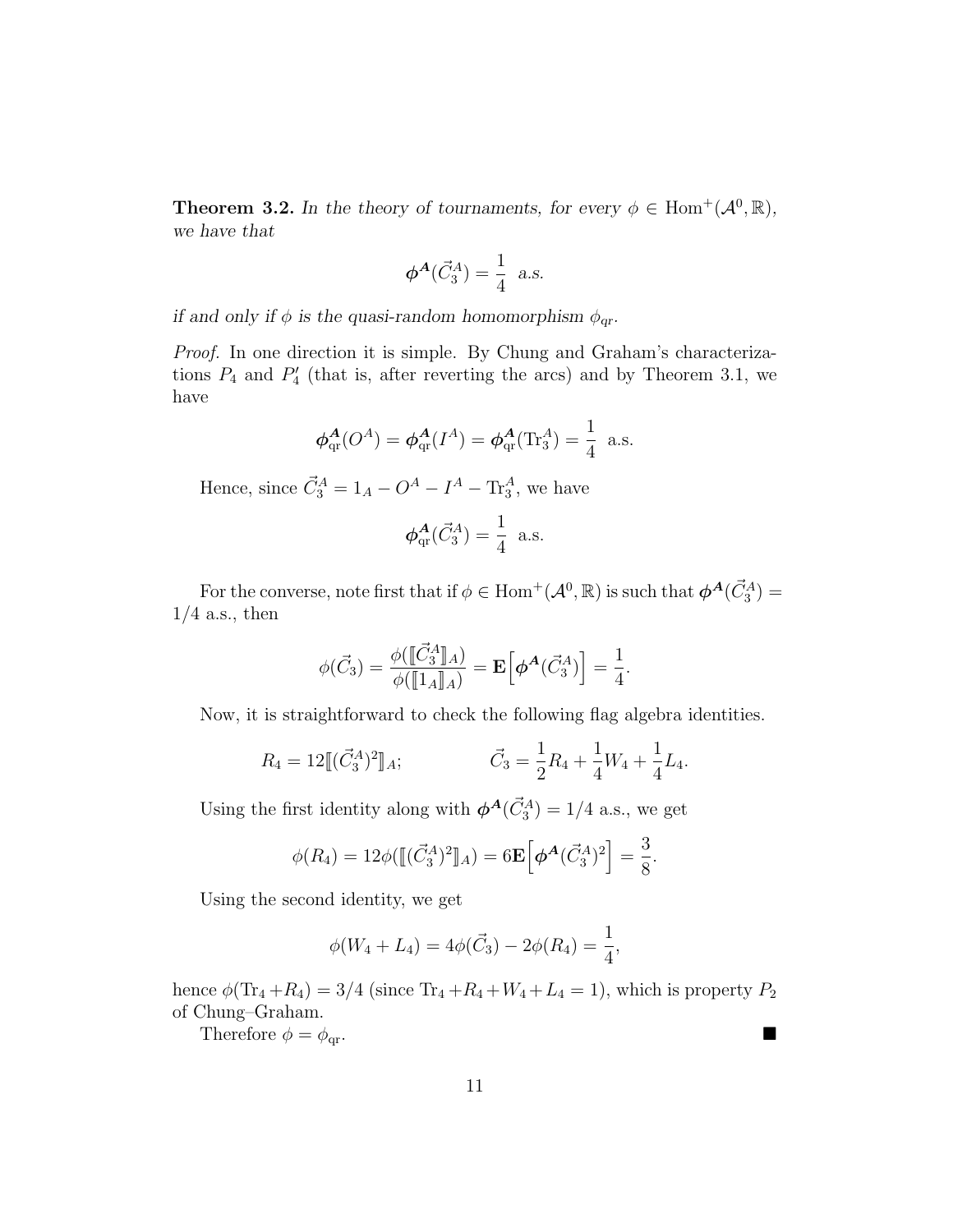**Theorem 3.2.** *In the theory of tournaments, for every $\phi \in \mathrm{Hom}^+(\mathcal{A}^0, \mathbb{R})$, we have that*

$$\boldsymbol{\phi^A}(\vec{C}_3^A) = \frac{1}{4} \text{ a.s.}$$

*if and only if $\phi$ is the quasi-random homomorphism $\phi_{\mathrm{qr}}$.*

*Proof.* In one direction it is simple. By Chung and Graham's characterizations $P_4$ and $P_4'$ (that is, after reverting the arcs) and by Theorem 3.1, we have

$$\boldsymbol{\phi}_{\mathrm{qr}}^{\boldsymbol{A}}(O^A) = \boldsymbol{\phi}_{\mathrm{qr}}^{\boldsymbol{A}}(I^A) = \boldsymbol{\phi}_{\mathrm{qr}}^{\boldsymbol{A}}(\mathrm{Tr}_3^A) = \frac{1}{4} \text{ a.s.}$$

Hence, since $\vec{C}_3^A = 1_A - O^A - I^A - \mathrm{Tr}_3^A$, we have

$$\boldsymbol{\phi}_{\mathrm{qr}}^{\boldsymbol{A}}(\vec{C}_3^A) = \frac{1}{4} \text{ a.s.}$$

For the converse, note first that if $\phi \in \mathrm{Hom}^+(\mathcal{A}^0, \mathbb{R})$ is such that $\boldsymbol{\phi^A}(\vec{C}_3^A) = 1/4$ a.s., then

$$\phi(\vec{C}_3) = \frac{\phi([\![\vec{C}_3^A]\!]_A)}{\phi([\![1_A]\!]_A)} = \mathbf{E}\Big[\boldsymbol{\phi^A}(\vec{C}_3^A)\Big] = \frac{1}{4}.$$

Now, it is straightforward to check the following flag algebra identities.

$$R_4 = 12[\![(\vec{C}_3^A)^2]\!]_A; \qquad\qquad \vec{C}_3 = \frac{1}{2}R_4 + \frac{1}{4}W_4 + \frac{1}{4}L_4.$$

Using the first identity along with $\boldsymbol{\phi^A}(\vec{C}_3^A) = 1/4$ a.s., we get

$$\phi(R_4) = 12\phi([\![(\vec{C}_3^A)^2]\!]_A) = 6\mathbf{E}\Big[\boldsymbol{\phi^A}(\vec{C}_3^A)^2\Big] = \frac{3}{8}.$$

Using the second identity, we get

$$\phi(W_4 + L_4) = 4\phi(\vec{C}_3) - 2\phi(R_4) = \frac{1}{4},$$

hence $\phi(\mathrm{Tr}_4 + R_4) = 3/4$ (since $\mathrm{Tr}_4 + R_4 + W_4 + L_4 = 1$), which is property $P_2$ of Chung–Graham.

Therefore $\phi = \phi_{\mathrm{qr}}$. ■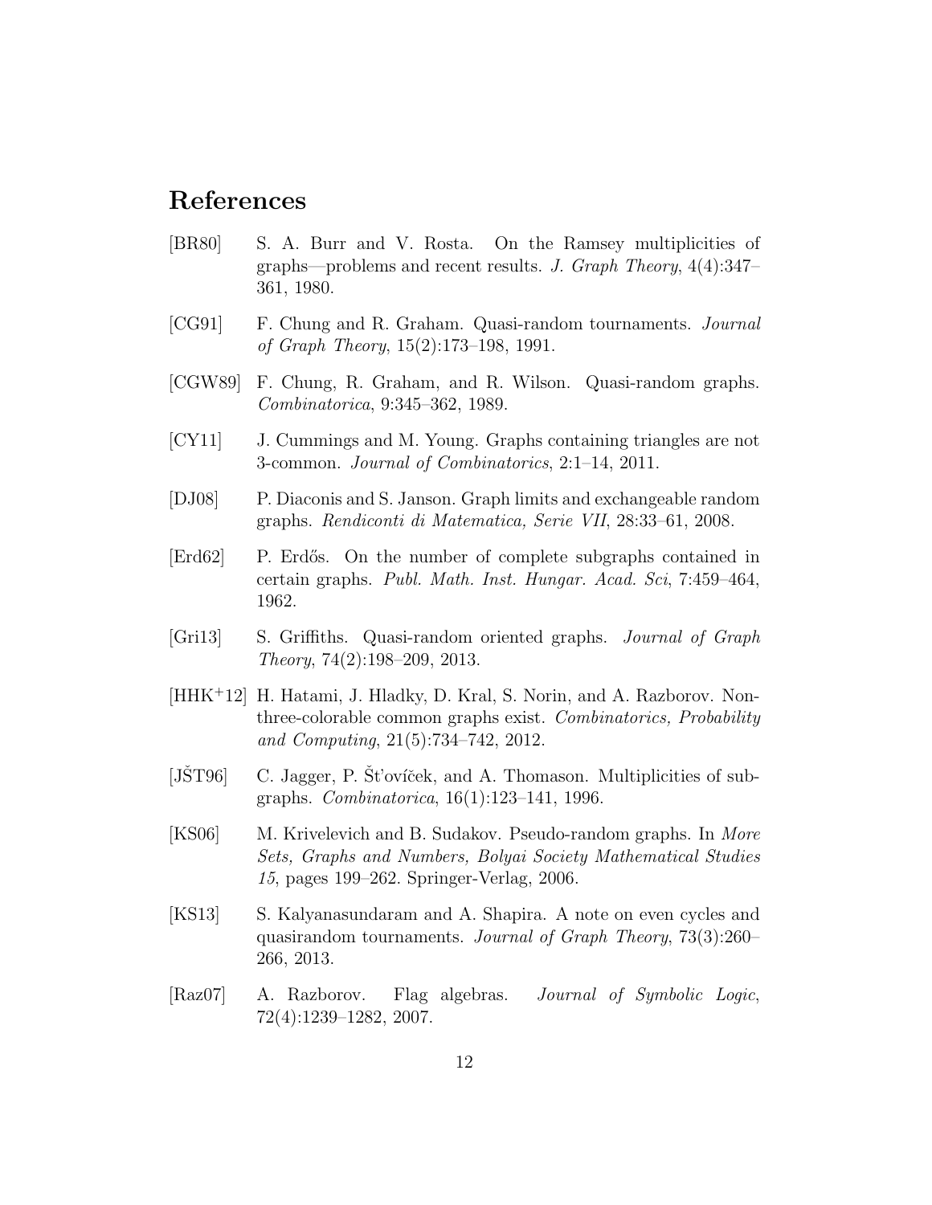# References

[BR80] S. A. Burr and V. Rosta. On the Ramsey multiplicities of graphs—problems and recent results. *J. Graph Theory*, 4(4):347–361, 1980.

[CG91] F. Chung and R. Graham. Quasi-random tournaments. *Journal of Graph Theory*, 15(2):173–198, 1991.

[CGW89] F. Chung, R. Graham, and R. Wilson. Quasi-random graphs. *Combinatorica*, 9:345–362, 1989.

[CY11] J. Cummings and M. Young. Graphs containing triangles are not 3-common. *Journal of Combinatorics*, 2:1–14, 2011.

[DJ08] P. Diaconis and S. Janson. Graph limits and exchangeable random graphs. *Rendiconti di Matematica, Serie VII*, 28:33–61, 2008.

[Erd62] P. Erdős. On the number of complete subgraphs contained in certain graphs. *Publ. Math. Inst. Hungar. Acad. Sci*, 7:459–464, 1962.

[Gri13] S. Griffiths. Quasi-random oriented graphs. *Journal of Graph Theory*, 74(2):198–209, 2013.

[HHK+12] H. Hatami, J. Hladky, D. Kral, S. Norin, and A. Razborov. Non-three-colorable common graphs exist. *Combinatorics, Probability and Computing*, 21(5):734–742, 2012.

[JŠT96] C. Jagger, P. Šťovíček, and A. Thomason. Multiplicities of subgraphs. *Combinatorica*, 16(1):123–141, 1996.

[KS06] M. Krivelevich and B. Sudakov. Pseudo-random graphs. In *More Sets, Graphs and Numbers, Bolyai Society Mathematical Studies 15*, pages 199–262. Springer-Verlag, 2006.

[KS13] S. Kalyanasundaram and A. Shapira. A note on even cycles and quasirandom tournaments. *Journal of Graph Theory*, 73(3):260–266, 2013.

[Raz07] A. Razborov. Flag algebras. *Journal of Symbolic Logic*, 72(4):1239–1282, 2007.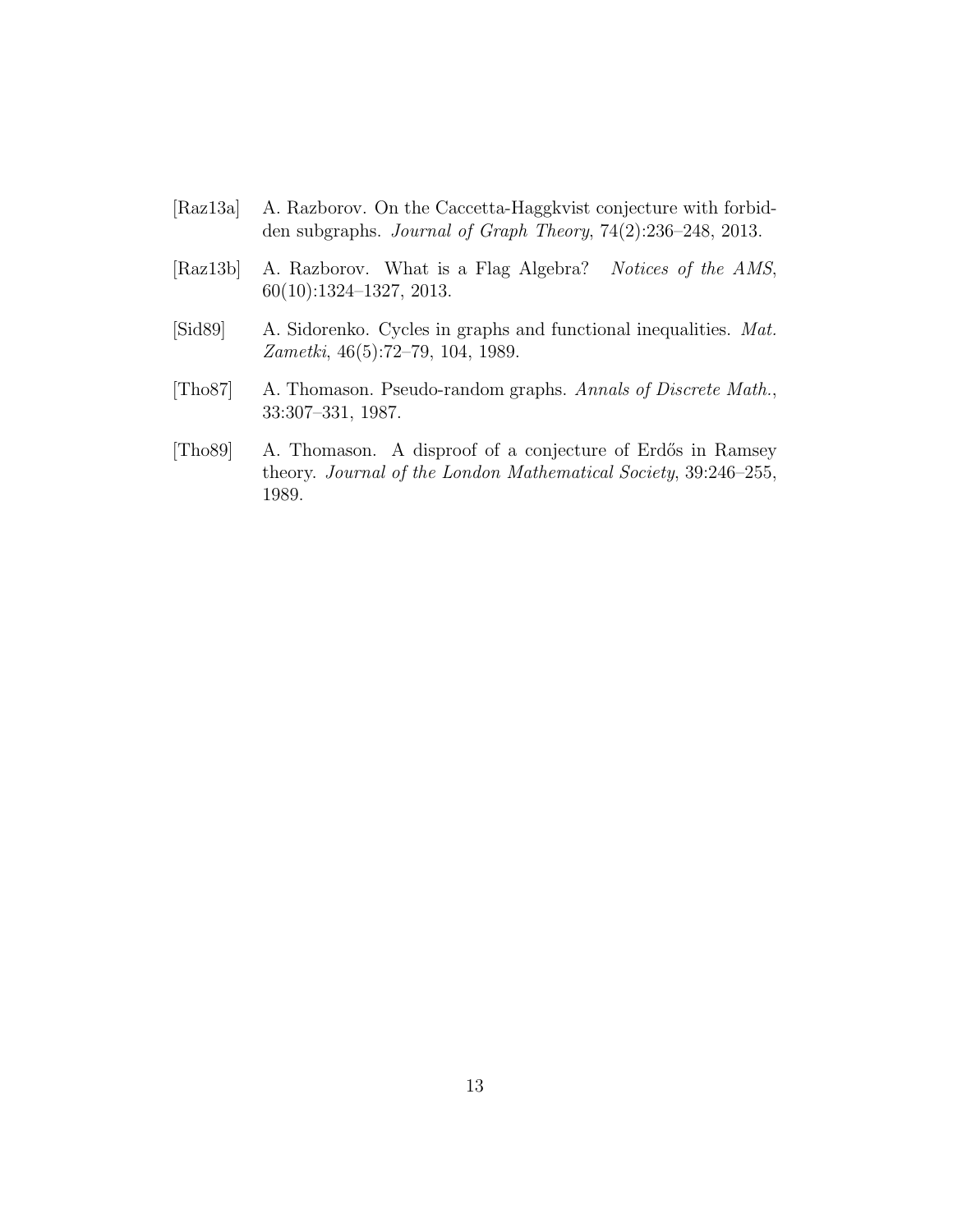[Raz13a] A. Razborov. On the Caccetta-Haggkvist conjecture with forbidden subgraphs. *Journal of Graph Theory*, 74(2):236–248, 2013.

[Raz13b] A. Razborov. What is a Flag Algebra? *Notices of the AMS*, 60(10):1324–1327, 2013.

[Sid89] A. Sidorenko. Cycles in graphs and functional inequalities. *Mat. Zametki*, 46(5):72–79, 104, 1989.

[Tho87] A. Thomason. Pseudo-random graphs. *Annals of Discrete Math.*, 33:307–331, 1987.

[Tho89] A. Thomason. A disproof of a conjecture of Erdős in Ramsey theory. *Journal of the London Mathematical Society*, 39:246–255, 1989.